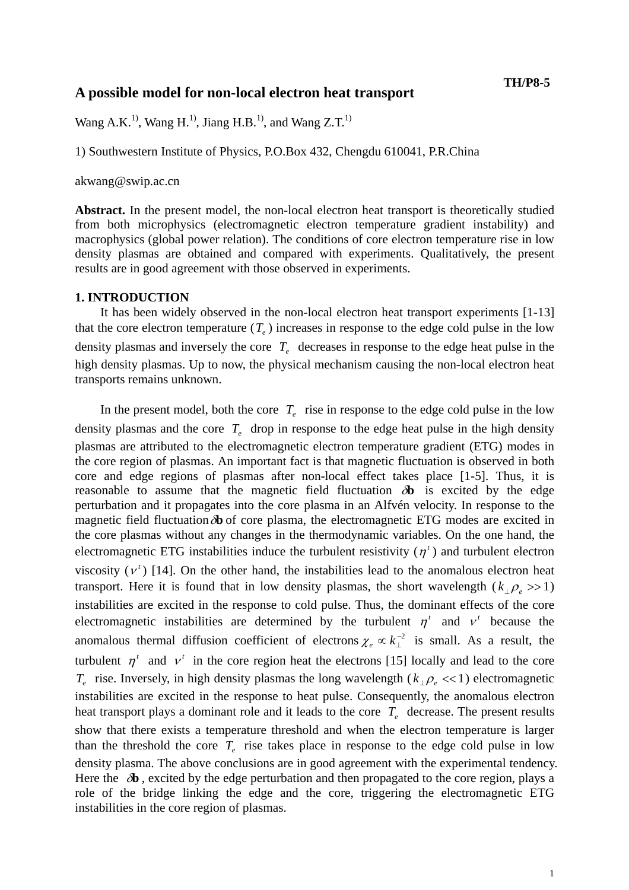TH/P8-5

# A possible model for non-local electron heat transport

Wang A.K.[1)], Wang H.[1)], Jiang H.B.[1)], and Wang Z.T.[1)]

1) Southwestern Institute of Physics, P.O.Box 432, Chengdu 610041, P.R.China

akwang@swip.ac.cn

**Abstract.** In the present model, the non-local electron heat transport is theoretically studied from both microphysics (electromagnetic electron temperature gradient instability) and macrophysics (global power relation). The conditions of core electron temperature rise in low density plasmas are obtained and compared with experiments. Qualitatively, the present results are in good agreement with those observed in experiments.

## 1. INTRODUCTION

It has been widely observed in the non-local electron heat transport experiments [1-13] that the core electron temperature ($T_e$) increases in response to the edge cold pulse in the low density plasmas and inversely the core $T_e$ decreases in response to the edge heat pulse in the high density plasmas. Up to now, the physical mechanism causing the non-local electron heat transports remains unknown.

In the present model, both the core $T_e$ rise in response to the edge cold pulse in the low density plasmas and the core $T_e$ drop in response to the edge heat pulse in the high density plasmas are attributed to the electromagnetic electron temperature gradient (ETG) modes in the core region of plasmas. An important fact is that magnetic fluctuation is observed in both core and edge regions of plasmas after non-local effect takes place [1-5]. Thus, it is reasonable to assume that the magnetic field fluctuation $\delta\mathbf{b}$ is excited by the edge perturbation and it propagates into the core plasma in an Alfvén velocity. In response to the magnetic field fluctuation $\delta\mathbf{b}$ of core plasma, the electromagnetic ETG modes are excited in the core plasmas without any changes in the thermodynamic variables. On the one hand, the electromagnetic ETG instabilities induce the turbulent resistivity ($\eta^t$) and turbulent electron viscosity ($\nu^t$) [14]. On the other hand, the instabilities lead to the anomalous electron heat transport. Here it is found that in low density plasmas, the short wavelength ($k_\perp \rho_e >> 1$) instabilities are excited in the response to cold pulse. Thus, the dominant effects of the core electromagnetic instabilities are determined by the turbulent $\eta^t$ and $\nu^t$ because the anomalous thermal diffusion coefficient of electrons $\chi_e \propto k_\perp^{-2}$ is small. As a result, the turbulent $\eta^t$ and $\nu^t$ in the core region heat the electrons [15] locally and lead to the core $T_e$ rise. Inversely, in high density plasmas the long wavelength ($k_\perp \rho_e << 1$) electromagnetic instabilities are excited in the response to heat pulse. Consequently, the anomalous electron heat transport plays a dominant role and it leads to the core $T_e$ decrease. The present results show that there exists a temperature threshold and when the electron temperature is larger than the threshold the core $T_e$ rise takes place in response to the edge cold pulse in low density plasma. The above conclusions are in good agreement with the experimental tendency. Here the $\delta\mathbf{b}$, excited by the edge perturbation and then propagated to the core region, plays a role of the bridge linking the edge and the core, triggering the electromagnetic ETG instabilities in the core region of plasmas.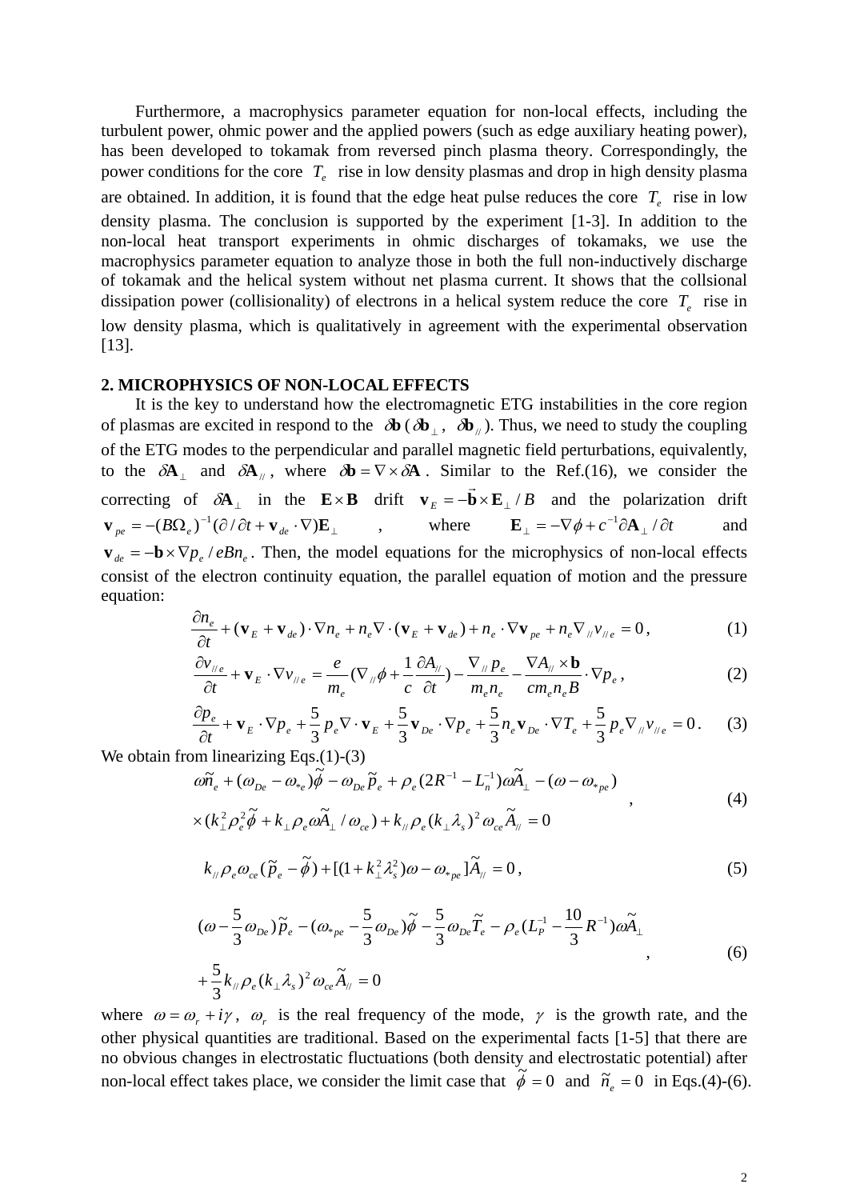Furthermore, a macrophysics parameter equation for non-local effects, including the turbulent power, ohmic power and the applied powers (such as edge auxiliary heating power), has been developed to tokamak from reversed pinch plasma theory. Correspondingly, the power conditions for the core $T_e$ rise in low density plasmas and drop in high density plasma are obtained. In addition, it is found that the edge heat pulse reduces the core $T_e$ rise in low density plasma. The conclusion is supported by the experiment [1-3]. In addition to the non-local heat transport experiments in ohmic discharges of tokamaks, we use the macrophysics parameter equation to analyze those in both the full non-inductively discharge of tokamak and the helical system without net plasma current. It shows that the collsional dissipation power (collisionality) of electrons in a helical system reduce the core $T_e$ rise in low density plasma, which is qualitatively in agreement with the experimental observation [13].

## 2. MICROPHYSICS OF NON-LOCAL EFFECTS

It is the key to understand how the electromagnetic ETG instabilities in the core region of plasmas are excited in respond to the $\delta\mathbf{b}$ ($\delta\mathbf{b}_\perp$, $\delta\mathbf{b}_{//}$). Thus, we need to study the coupling of the ETG modes to the perpendicular and parallel magnetic field perturbations, equivalently, to the $\delta\mathbf{A}_\perp$ and $\delta\mathbf{A}_{//}$, where $\delta\mathbf{b} = \nabla\times\delta\mathbf{A}$. Similar to the Ref.(16), we consider the correcting of $\delta\mathbf{A}_\perp$ in the $\mathbf{E}\times\mathbf{B}$ drift $\mathbf{v}_E = -\vec{\mathbf{b}}\times\mathbf{E}_\perp / B$ and the polarization drift $\mathbf{v}_{pe} = -(B\Omega_e)^{-1}(\partial/\partial t + \mathbf{v}_{de}\cdot\nabla)\mathbf{E}_\perp$, where $\mathbf{E}_\perp = -\nabla\phi + c^{-1}\partial\mathbf{A}_\perp/\partial t$ and $\mathbf{v}_{de} = -\mathbf{b}\times\nabla p_e / eBn_e$. Then, the model equations for the microphysics of non-local effects consist of the electron continuity equation, the parallel equation of motion and the pressure equation:

$$\frac{\partial n_e}{\partial t} + (\mathbf{v}_E + \mathbf{v}_{de})\cdot\nabla n_e + n_e\nabla\cdot(\mathbf{v}_E + \mathbf{v}_{de}) + n_e\cdot\nabla\mathbf{v}_{pe} + n_e\nabla_{//}v_{//e} = 0, \tag{1}$$

$$\frac{\partial v_{//e}}{\partial t} + \mathbf{v}_E\cdot\nabla v_{//e} = \frac{e}{m_e}\left(\nabla_{//}\phi + \frac{1}{c}\frac{\partial A_{//}}{\partial t}\right) - \frac{\nabla_{//}p_e}{m_e n_e} - \frac{\nabla A_{//}\times\mathbf{b}}{cm_e n_e B}\cdot\nabla p_e, \tag{2}$$

$$\frac{\partial p_e}{\partial t} + \mathbf{v}_E\cdot\nabla p_e + \frac{5}{3}p_e\nabla\cdot\mathbf{v}_E + \frac{5}{3}\mathbf{v}_{De}\cdot\nabla p_e + \frac{5}{3}n_e\mathbf{v}_{De}\cdot\nabla T_e + \frac{5}{3}p_e\nabla_{//}v_{//e} = 0. \tag{3}$$

We obtain from linearizing Eqs.(1)-(3)

$$\begin{aligned}&\omega\tilde{n}_e + (\omega_{De} - \omega_{*e})\tilde{\phi} - \omega_{De}\tilde{p}_e + \rho_e(2R^{-1} - L_n^{-1})\omega\tilde{A}_\perp - (\omega - \omega_{*pe})\\ &\times(k_\perp^2\rho_e^2\tilde{\phi} + k_\perp\rho_e\omega\tilde{A}_\perp/\omega_{ce}) + k_{//}\rho_e(k_\perp\lambda_s)^2\omega_{ce}\tilde{A}_{//} = 0\end{aligned}, \tag{4}$$

$$k_{//}\rho_e\omega_{ce}(\tilde{p}_e - \tilde{\phi}) + [(1 + k_\perp^2\lambda_s^2)\omega - \omega_{*pe}]\tilde{A}_{//} = 0, \tag{5}$$

$$\begin{aligned}&\left(\omega - \frac{5}{3}\omega_{De}\right)\tilde{p}_e - \left(\omega_{*pe} - \frac{5}{3}\omega_{De}\right)\tilde{\phi} - \frac{5}{3}\omega_{De}\tilde{T}_e - \rho_e\left(L_P^{-1} - \frac{10}{3}R^{-1}\right)\omega\tilde{A}_\perp\\ &+ \frac{5}{3}k_{//}\rho_e(k_\perp\lambda_s)^2\omega_{ce}\tilde{A}_{//} = 0\end{aligned}, \tag{6}$$

where $\omega = \omega_r + i\gamma$, $\omega_r$ is the real frequency of the mode, $\gamma$ is the growth rate, and the other physical quantities are traditional. Based on the experimental facts [1-5] that there are no obvious changes in electrostatic fluctuations (both density and electrostatic potential) after non-local effect takes place, we consider the limit case that $\tilde{\phi} = 0$ and $\tilde{n}_e = 0$ in Eqs.(4)-(6).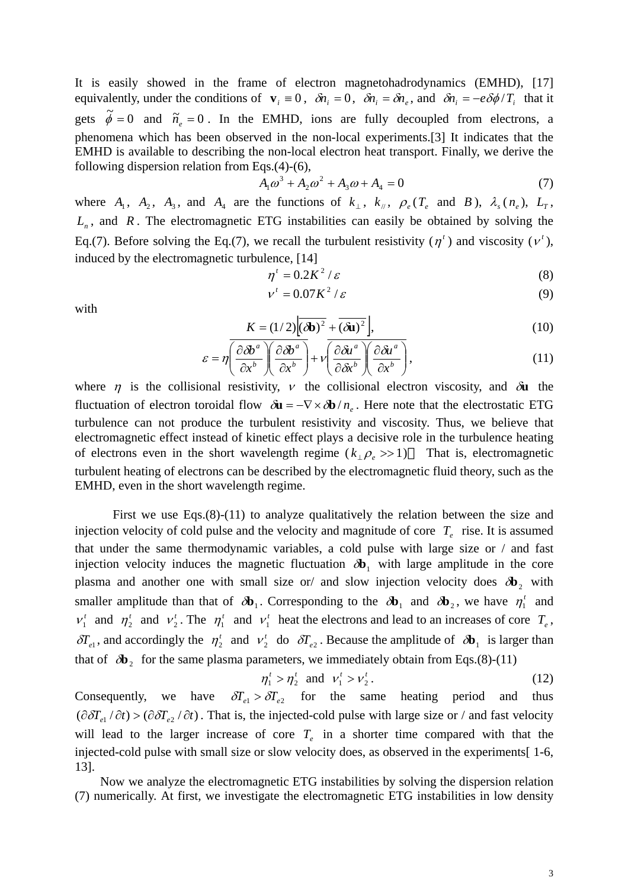It is easily showed in the frame of electron magnetohadrodynamics (EMHD), [17] equivalently, under the conditions of $\mathbf{v}_i \equiv 0$, $\delta n_i = 0$, $\delta n_i = \delta n_e$, and $\delta n_i = -e\delta\phi / T_i$ that it gets $\tilde{\phi} = 0$ and $\tilde{n}_e = 0$. In the EMHD, ions are fully decoupled from electrons, a phenomena which has been observed in the non-local experiments.[3] It indicates that the EMHD is available to describing the non-local electron heat transport. Finally, we derive the following dispersion relation from Eqs.(4)-(6),

$$A_1\omega^3 + A_2\omega^2 + A_3\omega + A_4 = 0 \tag{7}$$

where $A_1$, $A_2$, $A_3$, and $A_4$ are the functions of $k_\perp$, $k_{//}$, $\rho_e$ ($T_e$ and $B$), $\lambda_s$ ($n_e$), $L_T$, $L_n$, and $R$. The electromagnetic ETG instabilities can easily be obtained by solving the Eq.(7). Before solving the Eq.(7), we recall the turbulent resistivity ($\eta^t$) and viscosity ($\nu^t$), induced by the electromagnetic turbulence, [14]

$$\eta^t = 0.2K^2 / \varepsilon \tag{8}$$

$$\nu^t = 0.07K^2 / \varepsilon \tag{9}$$

with

$$K = (1/2)\left[\overline{(\delta\mathbf{b})^2} + \overline{(\delta\mathbf{u})^2}\right], \tag{10}$$

$$\varepsilon = \eta\overline{\left(\frac{\partial\delta b^a}{\partial x^b}\right)\left(\frac{\partial\delta b^a}{\partial x^b}\right)} + \nu\overline{\left(\frac{\partial\delta u^a}{\partial\delta x^b}\right)\left(\frac{\partial\delta u^a}{\partial x^b}\right)}, \tag{11}$$

where $\eta$ is the collisional resistivity, $\nu$ the collisional electron viscosity, and $\delta\mathbf{u}$ the fluctuation of electron toroidal flow $\delta\mathbf{u} = -\nabla\times\delta\mathbf{b} / n_e$. Here note that the electrostatic ETG turbulence can not produce the turbulent resistivity and viscosity. Thus, we believe that electromagnetic effect instead of kinetic effect plays a decisive role in the turbulence heating of electrons even in the short wavelength regime ($k_\perp\rho_e >> 1$). That is, electromagnetic turbulent heating of electrons can be described by the electromagnetic fluid theory, such as the EMHD, even in the short wavelength regime.

First we use Eqs.(8)-(11) to analyze qualitatively the relation between the size and injection velocity of cold pulse and the velocity and magnitude of core $T_e$ rise. It is assumed that under the same thermodynamic variables, a cold pulse with large size or / and fast injection velocity induces the magnetic fluctuation $\delta\mathbf{b}_1$ with large amplitude in the core plasma and another one with small size or/ and slow injection velocity does $\delta\mathbf{b}_2$ with smaller amplitude than that of $\delta\mathbf{b}_1$. Corresponding to the $\delta\mathbf{b}_1$ and $\delta\mathbf{b}_2$, we have $\eta_1^t$ and $\nu_1^t$ and $\eta_2^t$ and $\nu_2^t$. The $\eta_1^t$ and $\nu_1^t$ heat the electrons and lead to an increases of core $T_e$, $\delta T_{e1}$, and accordingly the $\eta_2^t$ and $\nu_2^t$ do $\delta T_{e2}$. Because the amplitude of $\delta\mathbf{b}_1$ is larger than that of $\delta\mathbf{b}_2$ for the same plasma parameters, we immediately obtain from Eqs.(8)-(11)

$$\eta_1^t > \eta_2^t \text{ and } \nu_1^t > \nu_2^t. \tag{12}$$

Consequently, we have $\delta T_{e1} > \delta T_{e2}$ for the same heating period and thus $(\partial\delta T_{e1} / \partial t) > (\partial\delta T_{e2} / \partial t)$. That is, the injected-cold pulse with large size or / and fast velocity will lead to the larger increase of core $T_e$ in a shorter time compared with that the injected-cold pulse with small size or slow velocity does, as observed in the experiments[ 1-6, 13].

Now we analyze the electromagnetic ETG instabilities by solving the dispersion relation (7) numerically. At first, we investigate the electromagnetic ETG instabilities in low density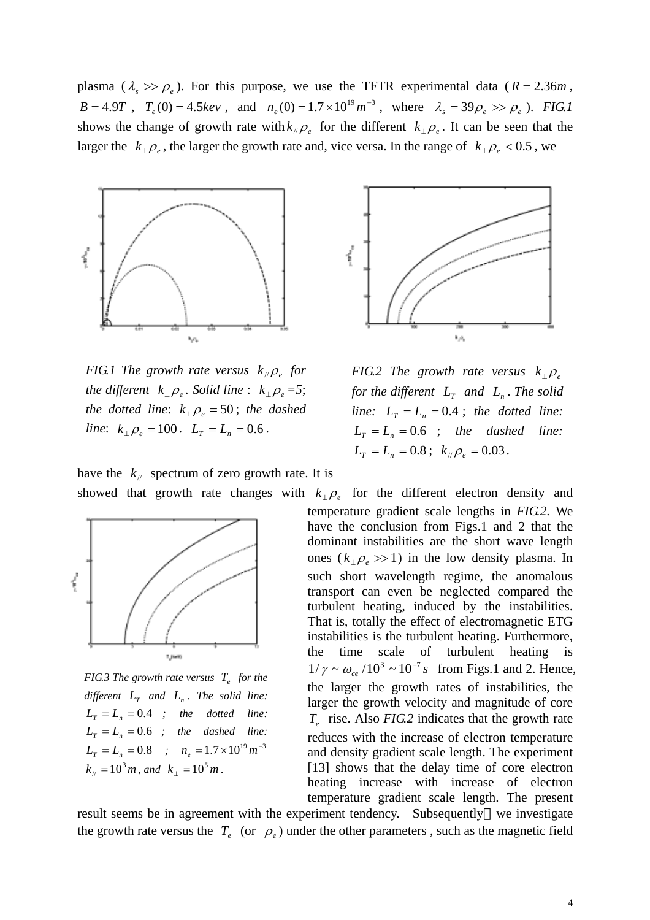plasma ($\lambda_s >> \rho_e$). For this purpose, we use the TFTR experimental data ($R = 2.36m$, $B = 4.9T$, $T_e(0) = 4.5kev$, and $n_e(0) = 1.7 \times 10^{19} m^{-3}$, where $\lambda_s = 39\rho_e >> \rho_e$). *FIG.1* shows the change of growth rate with $k_{//}\rho_e$ for the different $k_\perp \rho_e$. It can be seen that the larger the $k_\perp \rho_e$, the larger the growth rate and, vice versa. In the range of $k_\perp \rho_e < 0.5$, we have the $k_{//}$ spectrum of zero growth rate. It is showed that growth rate changes with $k_\perp \rho_e$ for the different electron density and temperature gradient scale lengths in *FIG.2*. We have the conclusion from Figs.1 and 2 that the dominant instabilities are the short wave length ones ($k_\perp \rho_e >> 1$) in the low density plasma. In such short wavelength regime, the anomalous transport can even be neglected compared the turbulent heating, induced by the instabilities. That is, totally the effect of electromagnetic ETG instabilities is the turbulent heating. Furthermore, the time scale of turbulent heating is $1/\gamma \sim \omega_{ce}/10^3 \sim 10^{-7} s$ from Figs.1 and 2. Hence, the larger the growth rates of instabilities, the larger the growth velocity and magnitude of core $T_e$ rise. Also *FIG.2* indicates that the growth rate reduces with the increase of electron temperature and density gradient scale length. The experiment [13] shows that the delay time of core electron heating increase with increase of electron temperature gradient scale length. The present result seems be in agreement with the experiment tendency. Subsequently，we investigate the growth rate versus the $T_e$ (or $\rho_e$) under the other parameters , such as the magnetic field

*FIG.1 The growth rate versus $k_{//}\rho_e$ for the different $k_\perp \rho_e$. Solid line : $k_\perp \rho_e$ =5; the dotted line: $k_\perp \rho_e = 50$; the dashed line: $k_\perp \rho_e = 100$. $L_T = L_n = 0.6$.*

*FIG.2 The growth rate versus $k_\perp \rho_e$ for the different $L_T$ and $L_n$. The solid line: $L_T = L_n = 0.4$; the dotted line: $L_T = L_n = 0.6$; the dashed line: $L_T = L_n = 0.8$; $k_{//}\rho_e = 0.03$.*

*FIG.3 The growth rate versus $T_e$ for the different $L_T$ and $L_n$. The solid line: $L_T = L_n = 0.4$; the dotted line: $L_T = L_n = 0.6$; the dashed line: $L_T = L_n = 0.8$; $n_e = 1.7 \times 10^{19} m^{-3}$ $k_{//} = 10^3 m$, and $k_\perp = 10^5 m$.*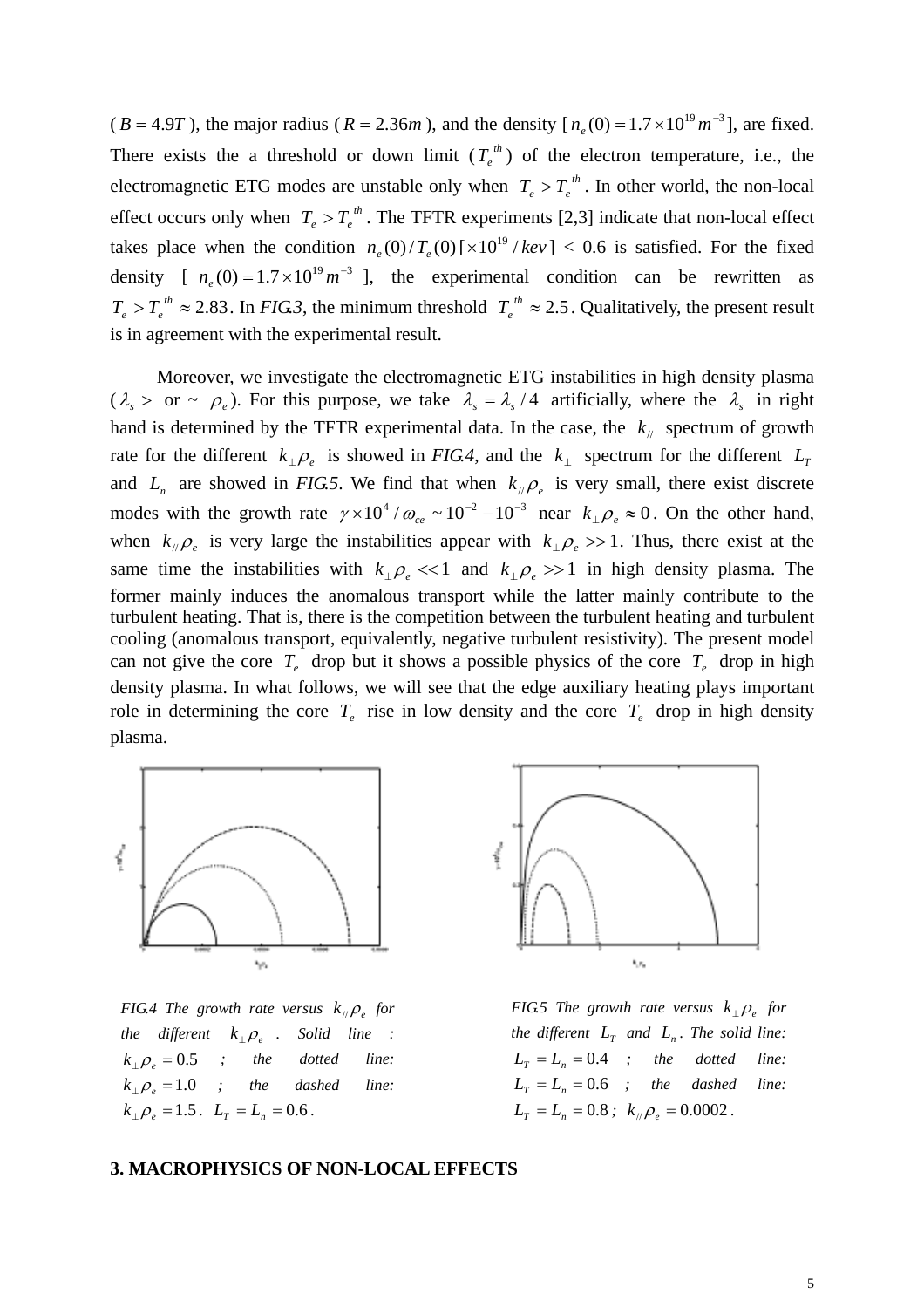($B = 4.9T$), the major radius ($R = 2.36m$), and the density [$n_e(0) = 1.7 \times 10^{19} m^{-3}$], are fixed. There exists the a threshold or down limit ($T_e^{th}$) of the electron temperature, i.e., the electromagnetic ETG modes are unstable only when $T_e > T_e^{th}$. In other world, the non-local effect occurs only when $T_e > T_e^{th}$. The TFTR experiments [2,3] indicate that non-local effect takes place when the condition $n_e(0)/T_e(0)\,[\times 10^{19}/kev] < 0.6$ is satisfied. For the fixed density [$n_e(0) = 1.7 \times 10^{19} m^{-3}$], the experimental condition can be rewritten as $T_e > T_e^{th} \approx 2.83$. In *FIG.3*, the minimum threshold $T_e^{th} \approx 2.5$. Qualitatively, the present result is in agreement with the experimental result.

Moreover, we investigate the electromagnetic ETG instabilities in high density plasma ($\lambda_s >$ or $\sim$ $\rho_e$). For this purpose, we take $\lambda_s = \lambda_s / 4$ artificially, where the $\lambda_s$ in right hand is determined by the TFTR experimental data. In the case, the $k_{//}$ spectrum of growth rate for the different $k_\perp \rho_e$ is showed in *FIG.4*, and the $k_\perp$ spectrum for the different $L_T$ and $L_n$ are showed in *FIG.5*. We find that when $k_{//}\rho_e$ is very small, there exist discrete modes with the growth rate $\gamma \times 10^4 / \omega_{ce} \sim 10^{-2} - 10^{-3}$ near $k_\perp \rho_e \approx 0$. On the other hand, when $k_{//}\rho_e$ is very large the instabilities appear with $k_\perp \rho_e >> 1$. Thus, there exist at the same time the instabilities with $k_\perp \rho_e << 1$ and $k_\perp \rho_e >> 1$ in high density plasma. The former mainly induces the anomalous transport while the latter mainly contribute to the turbulent heating. That is, there is the competition between the turbulent heating and turbulent cooling (anomalous transport, equivalently, negative turbulent resistivity). The present model can not give the core $T_e$ drop but it shows a possible physics of the core $T_e$ drop in high density plasma. In what follows, we will see that the edge auxiliary heating plays important role in determining the core $T_e$ rise in low density and the core $T_e$ drop in high density plasma.

*FIG.4 The growth rate versus $k_{//}\rho_e$ for the different $k_\perp \rho_e$. Solid line: $k_\perp \rho_e = 0.5$; the dotted line: $k_\perp \rho_e = 1.0$; the dashed line: $k_\perp \rho_e = 1.5$. $L_T = L_n = 0.6$.*

*FIG.5 The growth rate versus $k_\perp \rho_e$ for the different $L_T$ and $L_n$. The solid line: $L_T = L_n = 0.4$; the dotted line: $L_T = L_n = 0.6$; the dashed line: $L_T = L_n = 0.8$; $k_{//}\rho_e = 0.0002$.*

**3. MACROPHYSICS OF NON-LOCAL EFFECTS**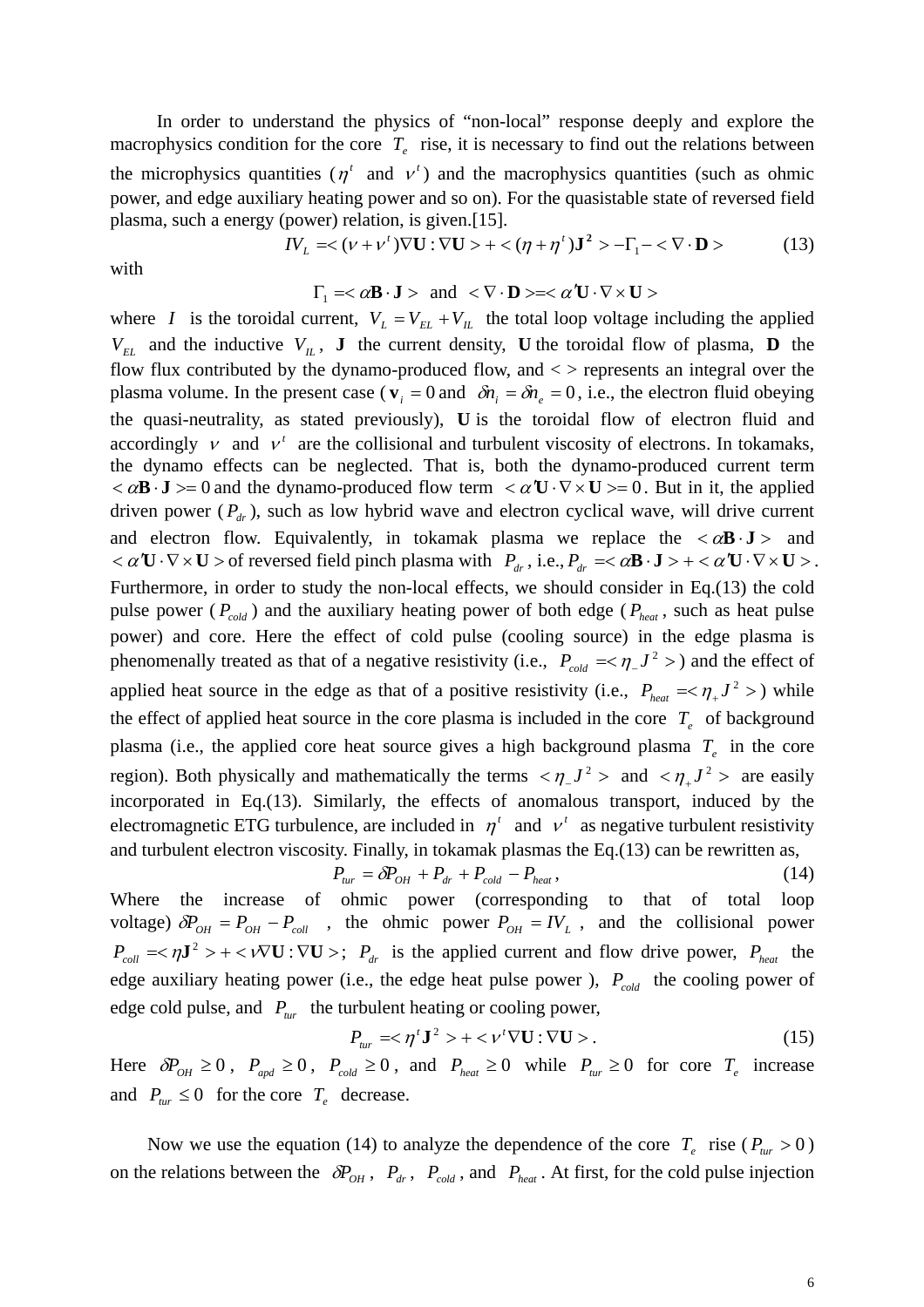In order to understand the physics of "non-local" response deeply and explore the macrophysics condition for the core $T_e$ rise, it is necessary to find out the relations between the microphysics quantities ($\eta^t$ and $\nu^t$) and the macrophysics quantities (such as ohmic power, and edge auxiliary heating power and so on). For the quasistable state of reversed field plasma, such a energy (power) relation, is given.[15].

$$IV_L = <(\nu + \nu^t)\nabla \mathbf{U} : \nabla \mathbf{U}> + <(\eta + \eta^t)\mathbf{J}^2> - \Gamma_1 - <\nabla \cdot \mathbf{D}> \tag{13}$$

with

$$\Gamma_1 = <\alpha \mathbf{B} \cdot \mathbf{J}> \text{ and } <\nabla \cdot \mathbf{D}> = <\alpha' \mathbf{U} \cdot \nabla \times \mathbf{U}>$$

where $I$ is the toroidal current, $V_L = V_{EL} + V_{IL}$ the total loop voltage including the applied $V_{EL}$ and the inductive $V_{IL}$, $\mathbf{J}$ the current density, $\mathbf{U}$ the toroidal flow of plasma, $\mathbf{D}$ the flow flux contributed by the dynamo-produced flow, and < > represents an integral over the plasma volume. In the present case ($\mathbf{v}_i = 0$ and $\delta n_i = \delta n_e = 0$, i.e., the electron fluid obeying the quasi-neutrality, as stated previously), $\mathbf{U}$ is the toroidal flow of electron fluid and accordingly $\nu$ and $\nu^t$ are the collisional and turbulent viscosity of electrons. In tokamaks, the dynamo effects can be neglected. That is, both the dynamo-produced current term $<\alpha \mathbf{B} \cdot \mathbf{J}> = 0$ and the dynamo-produced flow term $<\alpha' \mathbf{U} \cdot \nabla \times \mathbf{U}> = 0$. But in it, the applied driven power ($P_{dr}$), such as low hybrid wave and electron cyclical wave, will drive current and electron flow. Equivalently, in tokamak plasma we replace the $<\alpha \mathbf{B} \cdot \mathbf{J}>$ and $<\alpha' \mathbf{U} \cdot \nabla \times \mathbf{U}>$ of reversed field pinch plasma with $P_{dr}$, i.e., $P_{dr} = <\alpha \mathbf{B} \cdot \mathbf{J}> + <\alpha' \mathbf{U} \cdot \nabla \times \mathbf{U}>$. Furthermore, in order to study the non-local effects, we should consider in Eq.(13) the cold pulse power ($P_{cold}$) and the auxiliary heating power of both edge ($P_{heat}$, such as heat pulse power) and core. Here the effect of cold pulse (cooling source) in the edge plasma is phenomenally treated as that of a negative resistivity (i.e., $P_{cold} = <\eta_- J^2>$) and the effect of applied heat source in the edge as that of a positive resistivity (i.e., $P_{heat} = <\eta_+ J^2>$) while the effect of applied heat source in the core plasma is included in the core $T_e$ of background plasma (i.e., the applied core heat source gives a high background plasma $T_e$ in the core region). Both physically and mathematically the terms $<\eta_- J^2>$ and $<\eta_+ J^2>$ are easily incorporated in Eq.(13). Similarly, the effects of anomalous transport, induced by the electromagnetic ETG turbulence, are included in $\eta^t$ and $\nu^t$ as negative turbulent resistivity and turbulent electron viscosity. Finally, in tokamak plasmas the Eq.(13) can be rewritten as,

$$P_{tur} = \delta P_{OH} + P_{dr} + P_{cold} - P_{heat}, \tag{14}$$

Where the increase of ohmic power (corresponding to that of total loop voltage) $\delta P_{OH} = P_{OH} - P_{coll}$, the ohmic power $P_{OH} = IV_L$, and the collisional power $P_{coll} = <\eta \mathbf{J}^2> + <\nu \nabla \mathbf{U} : \nabla \mathbf{U}>$; $P_{dr}$ is the applied current and flow drive power, $P_{heat}$ the edge auxiliary heating power (i.e., the edge heat pulse power), $P_{cold}$ the cooling power of edge cold pulse, and $P_{tur}$ the turbulent heating or cooling power,

$$P_{tur} = <\eta^t \mathbf{J}^2> + <\nu^t \nabla \mathbf{U} : \nabla \mathbf{U}>. \tag{15}$$

Here $\delta P_{OH} \geq 0$, $P_{apd} \geq 0$, $P_{cold} \geq 0$, and $P_{heat} \geq 0$ while $P_{tur} \geq 0$ for core $T_e$ increase and $P_{tur} \leq 0$ for the core $T_e$ decrease.

Now we use the equation (14) to analyze the dependence of the core $T_e$ rise ($P_{tur} > 0$) on the relations between the $\delta P_{OH}$, $P_{dr}$, $P_{cold}$, and $P_{heat}$. At first, for the cold pulse injection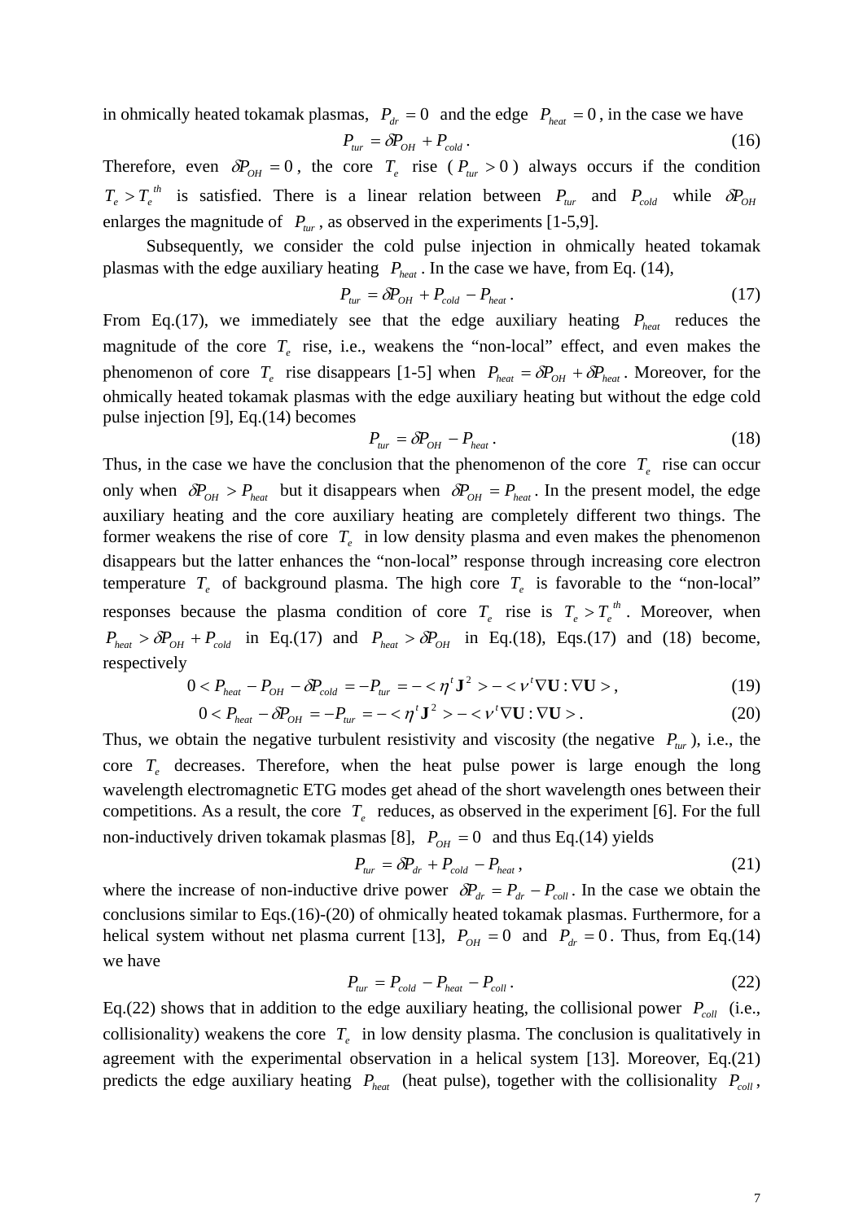in ohmically heated tokamak plasmas, $P_{dr} = 0$ and the edge $P_{heat} = 0$, in the case we have

$$P_{tur} = \delta P_{OH} + P_{cold} \,. \tag{16}$$

Therefore, even $\delta P_{OH} = 0$, the core $T_e$ rise ( $P_{tur} > 0$ ) always occurs if the condition $T_e > T_e^{\,th}$ is satisfied. There is a linear relation between $P_{tur}$ and $P_{cold}$ while $\delta P_{OH}$ enlarges the magnitude of $P_{tur}$, as observed in the experiments [1-5,9].

Subsequently, we consider the cold pulse injection in ohmically heated tokamak plasmas with the edge auxiliary heating $P_{heat}$. In the case we have, from Eq. (14),

$$P_{tur} = \delta P_{OH} + P_{cold} - P_{heat} \,. \tag{17}$$

From Eq.(17), we immediately see that the edge auxiliary heating $P_{heat}$ reduces the magnitude of the core $T_e$ rise, i.e., weakens the "non-local" effect, and even makes the phenomenon of core $T_e$ rise disappears [1-5] when $P_{heat} = \delta P_{OH} + \delta P_{heat}$. Moreover, for the ohmically heated tokamak plasmas with the edge auxiliary heating but without the edge cold pulse injection [9], Eq.(14) becomes

$$P_{tur} = \delta P_{OH} - P_{heat} \,. \tag{18}$$

Thus, in the case we have the conclusion that the phenomenon of the core $T_e$ rise can occur only when $\delta P_{OH} > P_{heat}$ but it disappears when $\delta P_{OH} = P_{heat}$. In the present model, the edge auxiliary heating and the core auxiliary heating are completely different two things. The former weakens the rise of core $T_e$ in low density plasma and even makes the phenomenon disappears but the latter enhances the "non-local" response through increasing core electron temperature $T_e$ of background plasma. The high core $T_e$ is favorable to the "non-local" responses because the plasma condition of core $T_e$ rise is $T_e > T_e^{\,th}$. Moreover, when $P_{heat} > \delta P_{OH} + P_{cold}$ in Eq.(17) and $P_{heat} > \delta P_{OH}$ in Eq.(18), Eqs.(17) and (18) become, respectively

$$0 < P_{heat} - P_{OH} - \delta P_{cold} = -P_{tur} = -< \eta^t \mathbf{J}^2 > - < \nu^t \nabla \mathbf{U} : \nabla \mathbf{U} > , \tag{19}$$

$$0 < P_{heat} - \delta P_{OH} = -P_{tur} = -< \eta^t \mathbf{J}^2 > - < \nu^t \nabla \mathbf{U} : \nabla \mathbf{U} > . \tag{20}$$

Thus, we obtain the negative turbulent resistivity and viscosity (the negative $P_{tur}$ ), i.e., the core $T_e$ decreases. Therefore, when the heat pulse power is large enough the long wavelength electromagnetic ETG modes get ahead of the short wavelength ones between their competitions. As a result, the core $T_e$ reduces, as observed in the experiment [6]. For the full non-inductively driven tokamak plasmas [8], $P_{OH} = 0$ and thus Eq.(14) yields

$$P_{tur} = \delta P_{dr} + P_{cold} - P_{heat} \,, \tag{21}$$

where the increase of non-inductive drive power $\delta P_{dr} = P_{dr} - P_{coll}$. In the case we obtain the conclusions similar to Eqs.(16)-(20) of ohmically heated tokamak plasmas. Furthermore, for a helical system without net plasma current [13], $P_{OH} = 0$ and $P_{dr} = 0$. Thus, from Eq.(14) we have

$$P_{tur} = P_{cold} - P_{heat} - P_{coll} \,. \tag{22}$$

Eq.(22) shows that in addition to the edge auxiliary heating, the collisional power $P_{coll}$ (i.e., collisionality) weakens the core $T_e$ in low density plasma. The conclusion is qualitatively in agreement with the experimental observation in a helical system [13]. Moreover, Eq.(21) predicts the edge auxiliary heating $P_{heat}$ (heat pulse), together with the collisionality $P_{coll}$,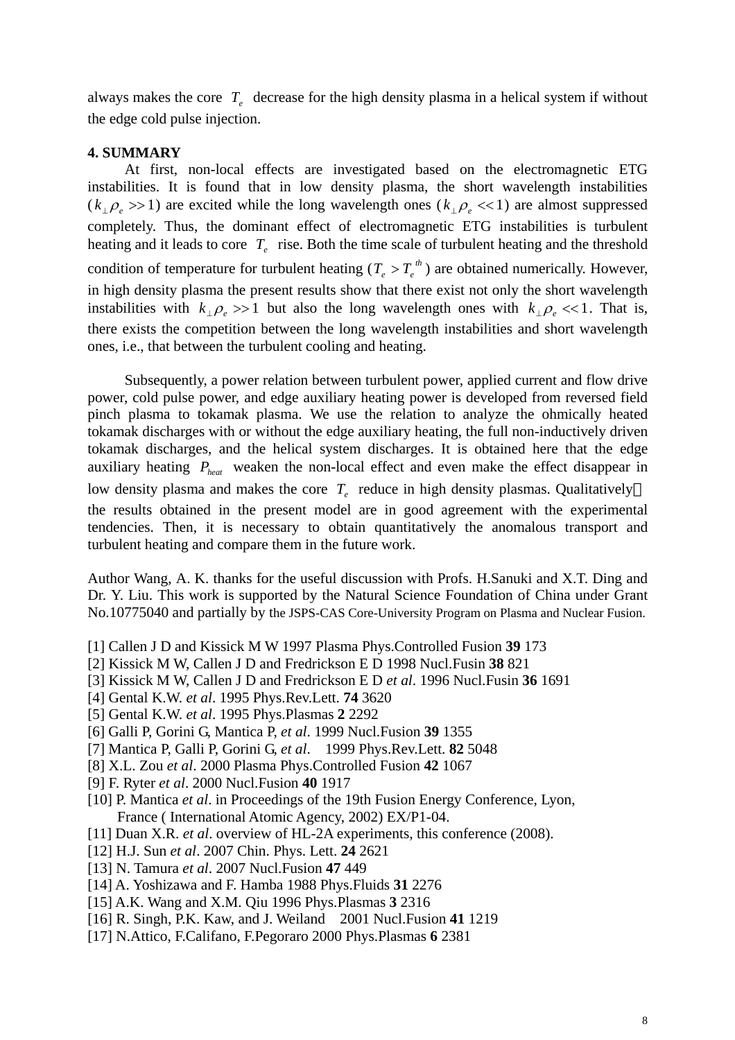always makes the core $T_e$ decrease for the high density plasma in a helical system if without the edge cold pulse injection.

## 4. SUMMARY

At first, non-local effects are investigated based on the electromagnetic ETG instabilities. It is found that in low density plasma, the short wavelength instabilities ($k_\perp \rho_e >> 1$) are excited while the long wavelength ones ($k_\perp \rho_e << 1$) are almost suppressed completely. Thus, the dominant effect of electromagnetic ETG instabilities is turbulent heating and it leads to core $T_e$ rise. Both the time scale of turbulent heating and the threshold condition of temperature for turbulent heating ($T_e > T_e^{th}$) are obtained numerically. However, in high density plasma the present results show that there exist not only the short wavelength instabilities with $k_\perp \rho_e >> 1$ but also the long wavelength ones with $k_\perp \rho_e << 1$. That is, there exists the competition between the long wavelength instabilities and short wavelength ones, i.e., that between the turbulent cooling and heating.

Subsequently, a power relation between turbulent power, applied current and flow drive power, cold pulse power, and edge auxiliary heating power is developed from reversed field pinch plasma to tokamak plasma. We use the relation to analyze the ohmically heated tokamak discharges with or without the edge auxiliary heating, the full non-inductively driven tokamak discharges, and the helical system discharges. It is obtained here that the edge auxiliary heating $P_{heat}$ weaken the non-local effect and even make the effect disappear in low density plasma and makes the core $T_e$ reduce in high density plasmas. Qualitatively，the results obtained in the present model are in good agreement with the experimental tendencies. Then, it is necessary to obtain quantitatively the anomalous transport and turbulent heating and compare them in the future work.

Author Wang, A. K. thanks for the useful discussion with Profs. H.Sanuki and X.T. Ding and Dr. Y. Liu. This work is supported by the Natural Science Foundation of China under Grant No.10775040 and partially by the JSPS-CAS Core-University Program on Plasma and Nuclear Fusion.

[1] Callen J D and Kissick M W 1997 Plasma Phys.Controlled Fusion **39** 173
[2] Kissick M W, Callen J D and Fredrickson E D 1998 Nucl.Fusin **38** 821
[3] Kissick M W, Callen J D and Fredrickson E D *et al*. 1996 Nucl.Fusin **36** 1691
[4] Gental K.W. *et al*. 1995 Phys.Rev.Lett. **74** 3620
[5] Gental K.W. *et al*. 1995 Phys.Plasmas **2** 2292
[6] Galli P, Gorini G, Mantica P, *et al*. 1999 Nucl.Fusion **39** 1355
[7] Mantica P, Galli P, Gorini G, *et al*. 1999 Phys.Rev.Lett. **82** 5048
[8] X.L. Zou *et al*. 2000 Plasma Phys.Controlled Fusion **42** 1067
[9] F. Ryter *et al*. 2000 Nucl.Fusion **40** 1917
[10] P. Mantica *et al*. in Proceedings of the 19th Fusion Energy Conference, Lyon, France ( International Atomic Agency, 2002) EX/P1-04.
[11] Duan X.R. *et al*. overview of HL-2A experiments, this conference (2008).
[12] H.J. Sun *et al*. 2007 Chin. Phys. Lett. **24** 2621
[13] N. Tamura *et al*. 2007 Nucl.Fusion **47** 449
[14] A. Yoshizawa and F. Hamba 1988 Phys.Fluids **31** 2276
[15] A.K. Wang and X.M. Qiu 1996 Phys.Plasmas **3** 2316
[16] R. Singh, P.K. Kaw, and J. Weiland 2001 Nucl.Fusion **41** 1219
[17] N.Attico, F.Califano, F.Pegoraro 2000 Phys.Plasmas **6** 2381